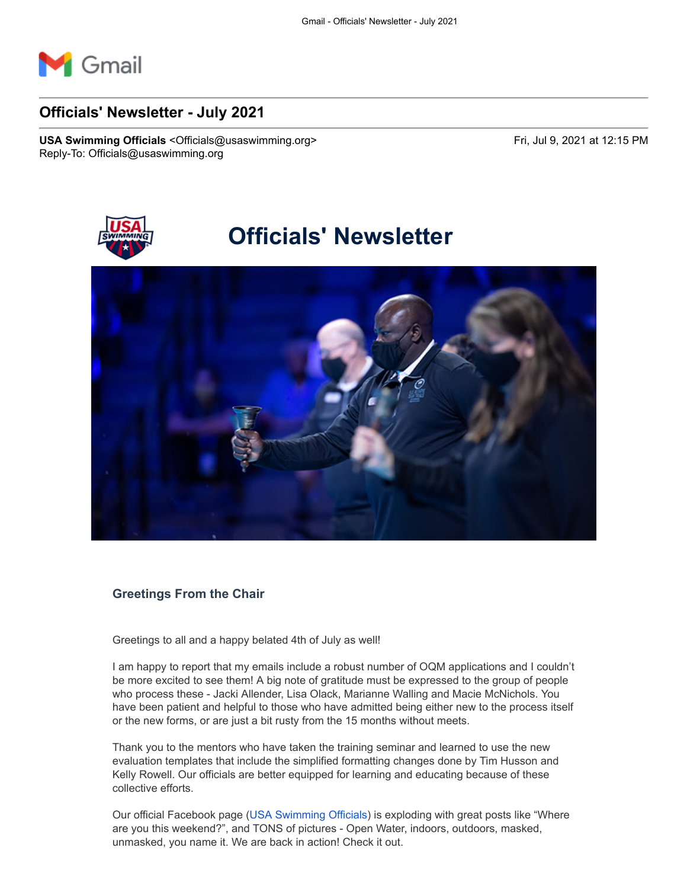Gmail

# Officials' Newsletter - July 2021

**USA Swimming Officials** <Officials@usaswimming.org>
Reply-To: Officials@usaswimming.org

Fri, Jul 9, 2021 at 12:15 PM

# Officials' Newsletter

## Greetings From the Chair

Greetings to all and a happy belated 4th of July as well!

I am happy to report that my emails include a robust number of OQM applications and I couldn't be more excited to see them! A big note of gratitude must be expressed to the group of people who process these - Jacki Allender, Lisa Olack, Marianne Walling and Macie McNichols. You have been patient and helpful to those who have admitted being either new to the process itself or the new forms, or are just a bit rusty from the 15 months without meets.

Thank you to the mentors who have taken the training seminar and learned to use the new evaluation templates that include the simplified formatting changes done by Tim Husson and Kelly Rowell. Our officials are better equipped for learning and educating because of these collective efforts.

Our official Facebook page (USA Swimming Officials) is exploding with great posts like "Where are you this weekend?", and TONS of pictures - Open Water, indoors, outdoors, masked, unmasked, you name it. We are back in action! Check it out.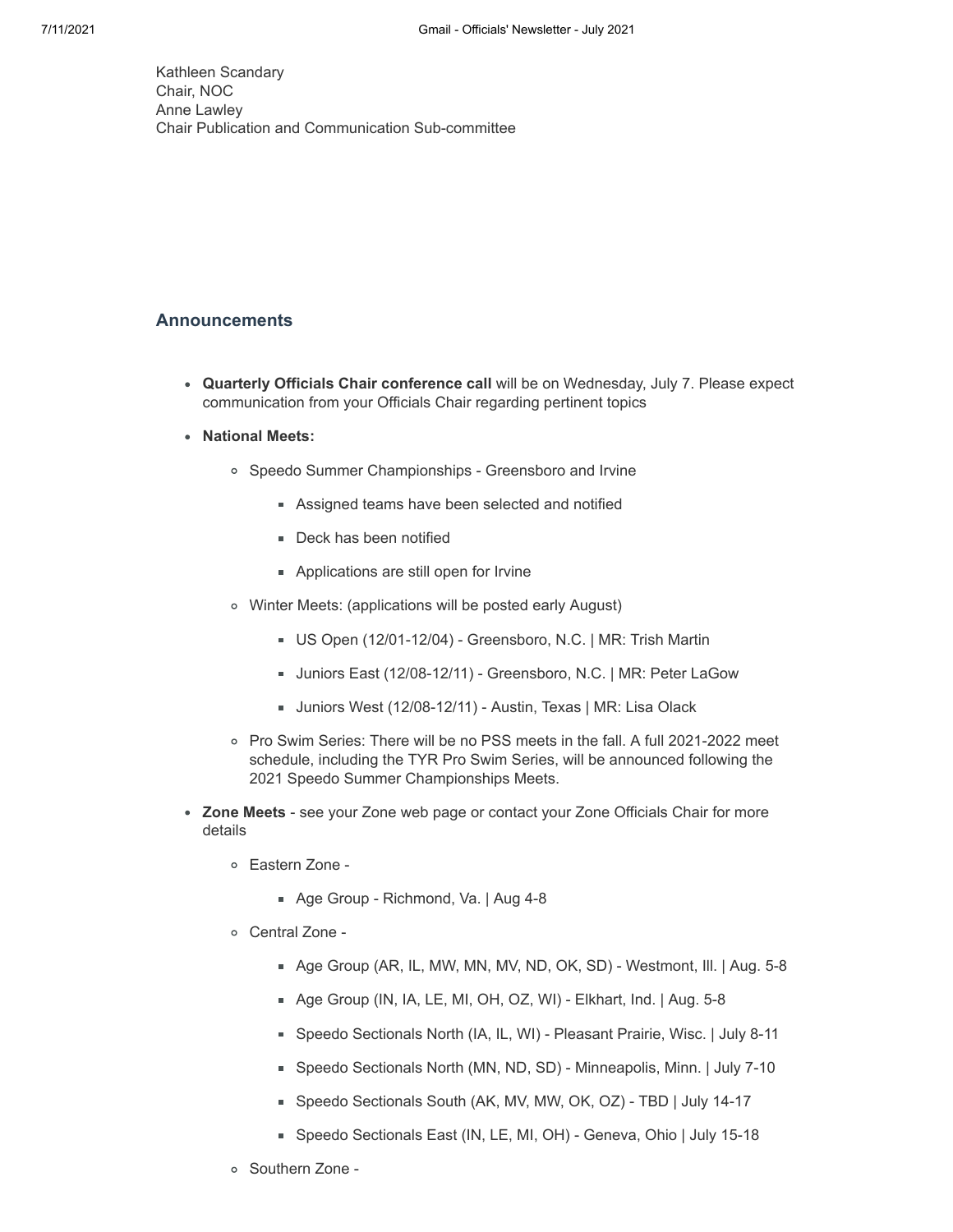Kathleen Scandary
Chair, NOC
Anne Lawley
Chair Publication and Communication Sub-committee

## Announcements

- **Quarterly Officials Chair conference call** will be on Wednesday, July 7. Please expect communication from your Officials Chair regarding pertinent topics
- **National Meets:**
  - Speedo Summer Championships - Greensboro and Irvine
    - Assigned teams have been selected and notified
    - Deck has been notified
    - Applications are still open for Irvine
  - Winter Meets: (applications will be posted early August)
    - US Open (12/01-12/04) - Greensboro, N.C. | MR: Trish Martin
    - Juniors East (12/08-12/11) - Greensboro, N.C. | MR: Peter LaGow
    - Juniors West (12/08-12/11) - Austin, Texas | MR: Lisa Olack
  - Pro Swim Series: There will be no PSS meets in the fall. A full 2021-2022 meet schedule, including the TYR Pro Swim Series, will be announced following the 2021 Speedo Summer Championships Meets.
- **Zone Meets** - see your Zone web page or contact your Zone Officials Chair for more details
  - Eastern Zone -
    - Age Group - Richmond, Va. | Aug 4-8
  - Central Zone -
    - Age Group (AR, IL, MW, MN, MV, ND, OK, SD) - Westmont, Ill. | Aug. 5-8
    - Age Group (IN, IA, LE, MI, OH, OZ, WI) - Elkhart, Ind. | Aug. 5-8
    - Speedo Sectionals North (IA, IL, WI) - Pleasant Prairie, Wisc. | July 8-11
    - Speedo Sectionals North (MN, ND, SD) - Minneapolis, Minn. | July 7-10
    - Speedo Sectionals South (AK, MV, MW, OK, OZ) - TBD | July 14-17
    - Speedo Sectionals East (IN, LE, MI, OH) - Geneva, Ohio | July 15-18
  - Southern Zone -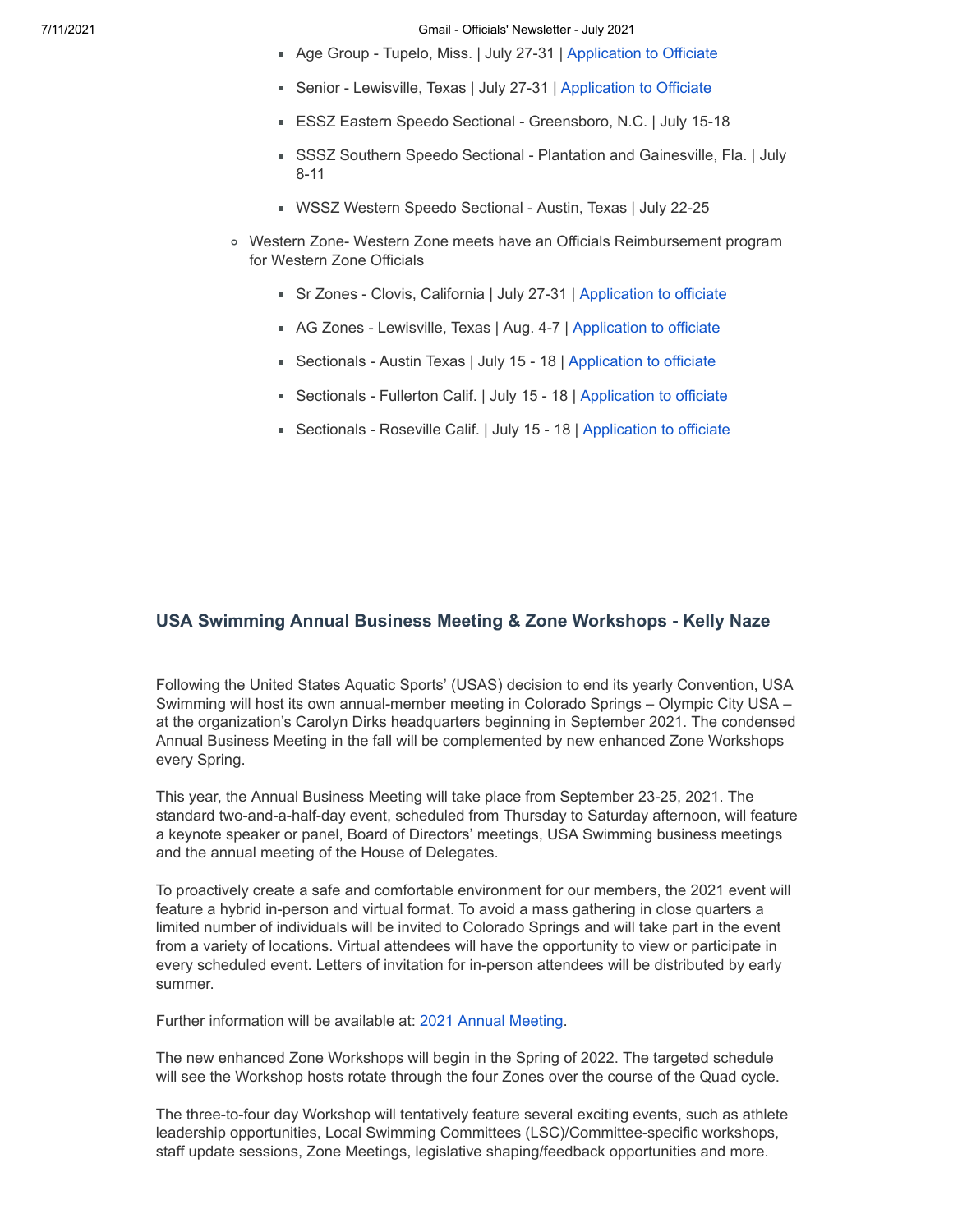- Age Group - Tupelo, Miss. | July 27-31 | Application to Officiate
  - Senior - Lewisville, Texas | July 27-31 | Application to Officiate
  - ESSZ Eastern Speedo Sectional - Greensboro, N.C. | July 15-18
  - SSSZ Southern Speedo Sectional - Plantation and Gainesville, Fla. | July 8-11
  - WSSZ Western Speedo Sectional - Austin, Texas | July 22-25
- Western Zone- Western Zone meets have an Officials Reimbursement program for Western Zone Officials
  - Sr Zones - Clovis, California | July 27-31 | Application to officiate
  - AG Zones - Lewisville, Texas | Aug. 4-7 | Application to officiate
  - Sectionals - Austin Texas | July 15 - 18 | Application to officiate
  - Sectionals - Fullerton Calif. | July 15 - 18 | Application to officiate
  - Sectionals - Roseville Calif. | July 15 - 18 | Application to officiate

### USA Swimming Annual Business Meeting & Zone Workshops - Kelly Naze

Following the United States Aquatic Sports' (USAS) decision to end its yearly Convention, USA Swimming will host its own annual-member meeting in Colorado Springs – Olympic City USA – at the organization's Carolyn Dirks headquarters beginning in September 2021. The condensed Annual Business Meeting in the fall will be complemented by new enhanced Zone Workshops every Spring.

This year, the Annual Business Meeting will take place from September 23-25, 2021. The standard two-and-a-half-day event, scheduled from Thursday to Saturday afternoon, will feature a keynote speaker or panel, Board of Directors' meetings, USA Swimming business meetings and the annual meeting of the House of Delegates.

To proactively create a safe and comfortable environment for our members, the 2021 event will feature a hybrid in-person and virtual format. To avoid a mass gathering in close quarters a limited number of individuals will be invited to Colorado Springs and will take part in the event from a variety of locations. Virtual attendees will have the opportunity to view or participate in every scheduled event. Letters of invitation for in-person attendees will be distributed by early summer.

Further information will be available at: 2021 Annual Meeting.

The new enhanced Zone Workshops will begin in the Spring of 2022. The targeted schedule will see the Workshop hosts rotate through the four Zones over the course of the Quad cycle.

The three-to-four day Workshop will tentatively feature several exciting events, such as athlete leadership opportunities, Local Swimming Committees (LSC)/Committee-specific workshops, staff update sessions, Zone Meetings, legislative shaping/feedback opportunities and more.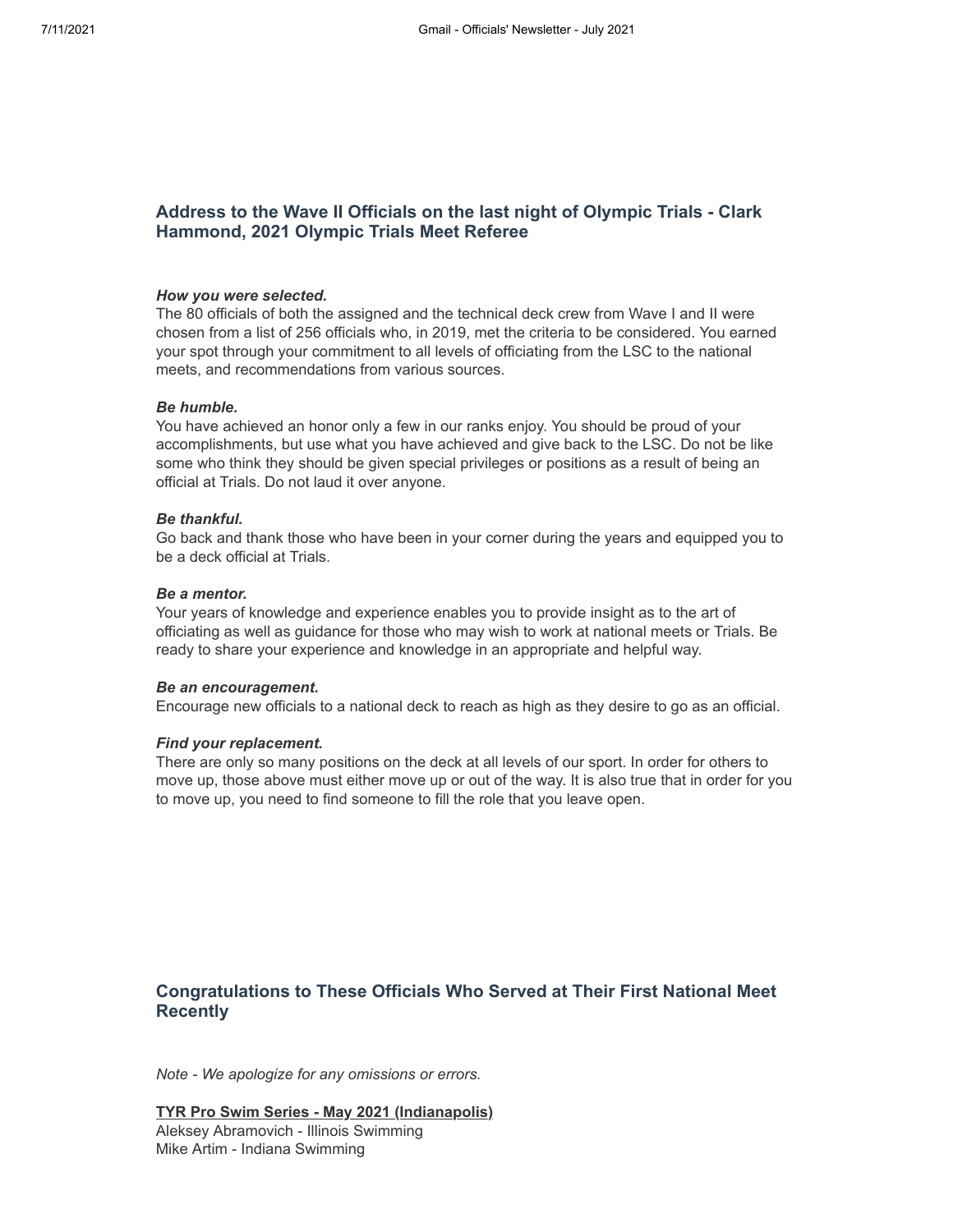## Address to the Wave II Officials on the last night of Olympic Trials - Clark Hammond, 2021 Olympic Trials Meet Referee

***How you were selected.***
The 80 officials of both the assigned and the technical deck crew from Wave I and II were chosen from a list of 256 officials who, in 2019, met the criteria to be considered. You earned your spot through your commitment to all levels of officiating from the LSC to the national meets, and recommendations from various sources.

***Be humble.***
You have achieved an honor only a few in our ranks enjoy. You should be proud of your accomplishments, but use what you have achieved and give back to the LSC. Do not be like some who think they should be given special privileges or positions as a result of being an official at Trials. Do not laud it over anyone.

***Be thankful.***
Go back and thank those who have been in your corner during the years and equipped you to be a deck official at Trials.

***Be a mentor.***
Your years of knowledge and experience enables you to provide insight as to the art of officiating as well as guidance for those who may wish to work at national meets or Trials. Be ready to share your experience and knowledge in an appropriate and helpful way.

***Be an encouragement.***
Encourage new officials to a national deck to reach as high as they desire to go as an official.

***Find your replacement.***
There are only so many positions on the deck at all levels of our sport. In order for others to move up, those above must either move up or out of the way. It is also true that in order for you to move up, you need to find someone to fill the role that you leave open.

## Congratulations to These Officials Who Served at Their First National Meet Recently

*Note - We apologize for any omissions or errors.*

**TYR Pro Swim Series - May 2021 (Indianapolis)**
Aleksey Abramovich - Illinois Swimming
Mike Artim - Indiana Swimming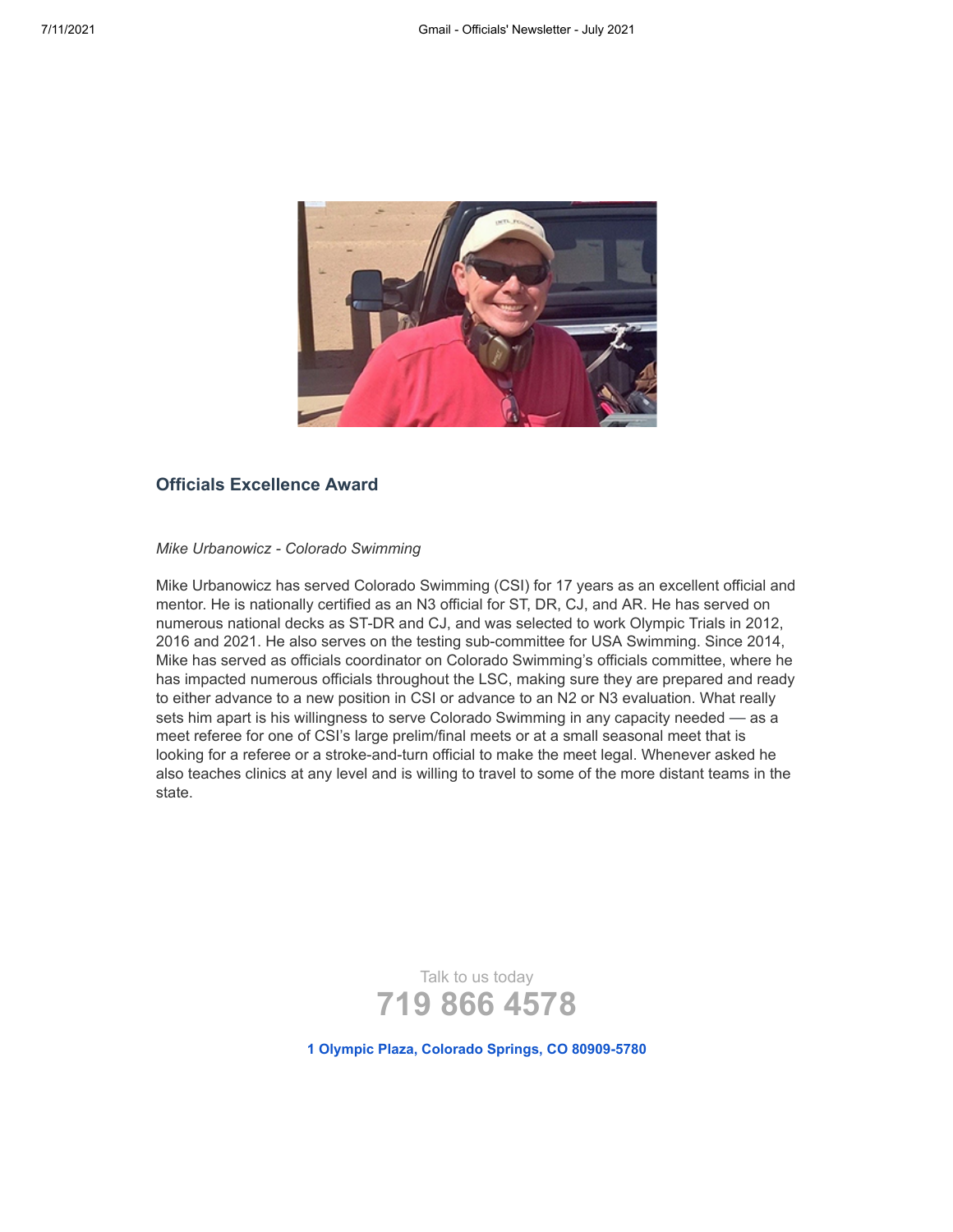## Officials Excellence Award

*Mike Urbanowicz - Colorado Swimming*

Mike Urbanowicz has served Colorado Swimming (CSI) for 17 years as an excellent official and mentor. He is nationally certified as an N3 official for ST, DR, CJ, and AR. He has served on numerous national decks as ST-DR and CJ, and was selected to work Olympic Trials in 2012, 2016 and 2021. He also serves on the testing sub-committee for USA Swimming. Since 2014, Mike has served as officials coordinator on Colorado Swimming's officials committee, where he has impacted numerous officials throughout the LSC, making sure they are prepared and ready to either advance to a new position in CSI or advance to an N2 or N3 evaluation. What really sets him apart is his willingness to serve Colorado Swimming in any capacity needed — as a meet referee for one of CSI's large prelim/final meets or at a small seasonal meet that is looking for a referee or a stroke-and-turn official to make the meet legal. Whenever asked he also teaches clinics at any level and is willing to travel to some of the more distant teams in the state.

Talk to us today

**719 866 4578**

**1 Olympic Plaza, Colorado Springs, CO 80909-5780**